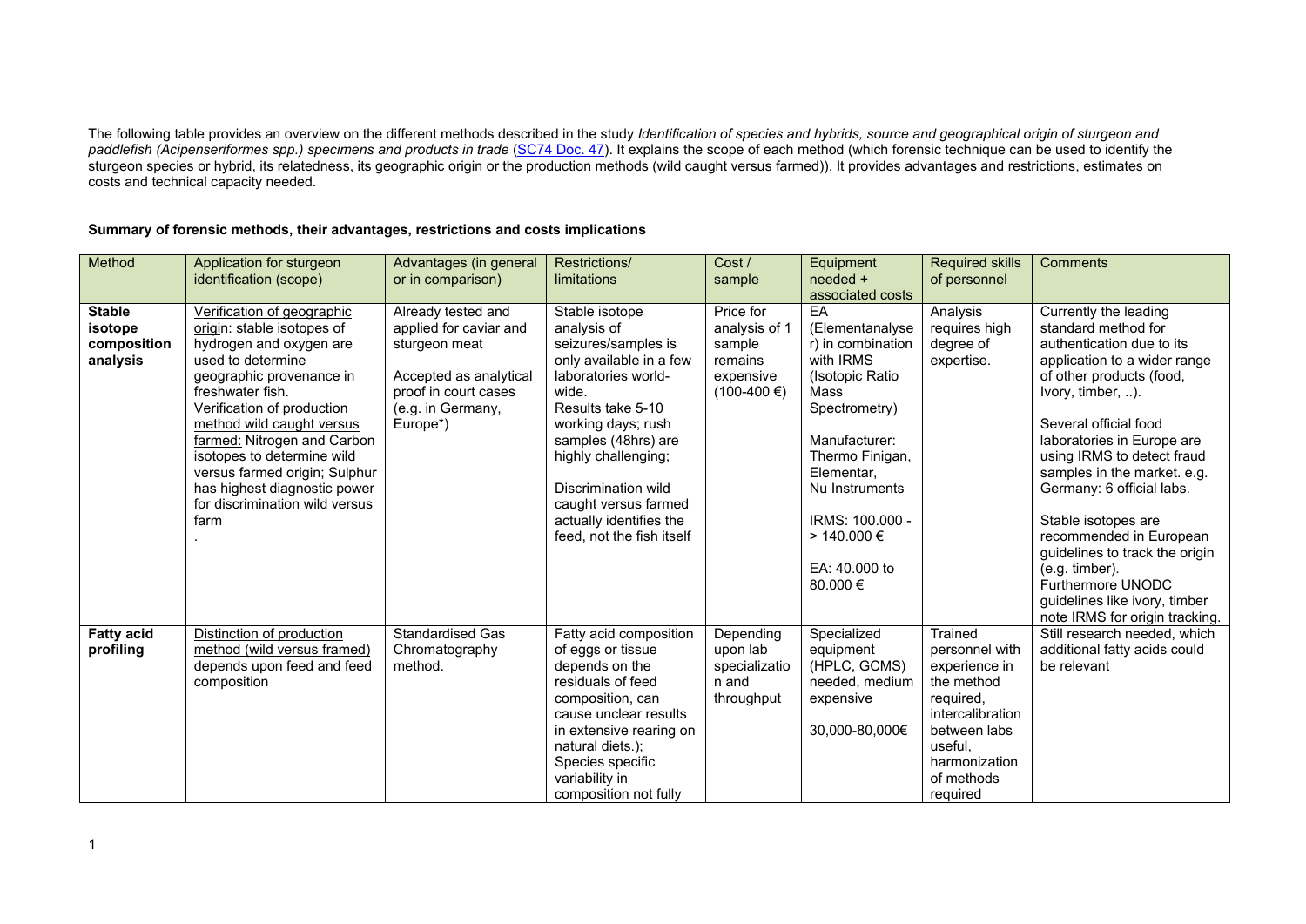The following table provides an overview on the different methods described in the study *Identification of species and hybrids, source and geographical origin of sturgeon and paddlefish (Acipenseriformes spp.) specimens and products in trade* (SC74 Doc. 47). It explains the scope of each method (which forensic technique can be used to identify the sturgeon species or hybrid, its relatedness, its geographic origin or the production methods (wild caught versus farmed)). It provides advantages and restrictions, estimates on costs and technical capacity needed.

**Summary of forensic methods, their advantages, restrictions and costs implications**

| Method | Application for sturgeon identification (scope) | Advantages (in general or in comparison) | Restrictions/ limitations | Cost / sample | Equipment needed + associated costs | Required skills of personnel | Comments |
|---|---|---|---|---|---|---|---|
| **Stable isotope composition analysis** | Verification of geographic origin: stable isotopes of hydrogen and oxygen are used to determine geographic provenance in freshwater fish. Verification of production method wild caught versus farmed: Nitrogen and Carbon isotopes to determine wild versus farmed origin; Sulphur has highest diagnostic power for discrimination wild versus farm . | Already tested and applied for caviar and sturgeon meat<br><br>Accepted as analytical proof in court cases (e.g. in Germany, Europe*) | Stable isotope analysis of seizures/samples is only available in a few laboratories world-wide.<br>Results take 5-10 working days; rush samples (48hrs) are highly challenging;<br><br>Discrimination wild caught versus farmed actually identifies the feed, not the fish itself | Price for analysis of 1 sample remains expensive (100-400 €) | EA (Elementanalyser) in combination with IRMS (Isotopic Ratio Mass Spectrometry)<br><br>Manufacturer: Thermo Finigan, Elementar, Nu Instruments<br><br>IRMS: 100.000 - > 140.000 €<br><br>EA: 40.000 to 80.000 € | Analysis requires high degree of expertise. | Currently the leading standard method for authentication due to its application to a wider range of other products (food, Ivory, timber, ..).<br><br>Several official food laboratories in Europe are using IRMS to detect fraud samples in the market. e.g. Germany: 6 official labs.<br><br>Stable isotopes are recommended in European guidelines to track the origin (e.g. timber).<br>Furthermore UNODC guidelines like ivory, timber note IRMS for origin tracking. |
| **Fatty acid profiling** | Distinction of production method (wild versus framed) depends upon feed and feed composition | Standardised Gas Chromatography method. | Fatty acid composition of eggs or tissue depends on the residuals of feed composition, can cause unclear results in extensive rearing on natural diets.);<br>Species specific variability in composition not fully | Depending upon lab specialization and throughput | Specialized equipment (HPLC, GCMS) needed, medium expensive<br><br>30,000-80,000€ | Trained personnel with experience in the method required, intercalibration between labs useful, harmonization of methods required | Still research needed, which additional fatty acids could be relevant |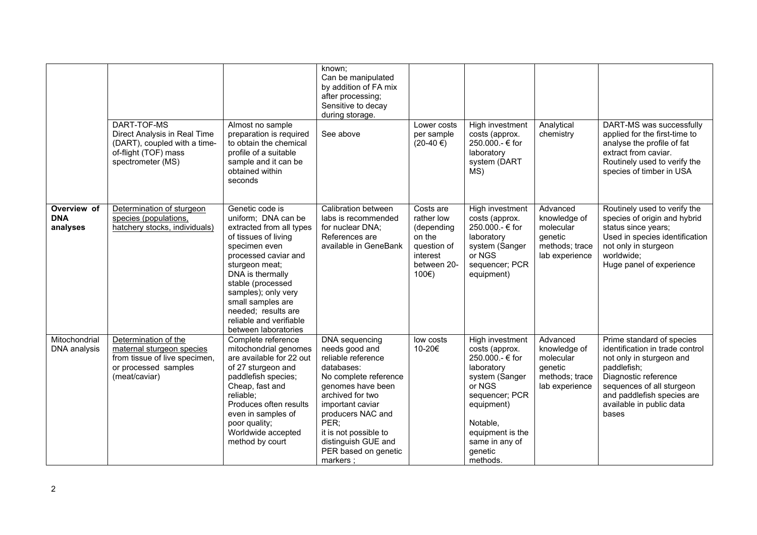| | | | | | | | |
|---|---|---|---|---|---|---|---|
| | | | known;<br>Can be manipulated by addition of FA mix after processing;<br>Sensitive to decay during storage. | | | | |
| | DART-TOF-MS<br>Direct Analysis in Real Time (DART), coupled with a time-of-flight (TOF) mass spectrometer (MS) | Almost no sample preparation is required to obtain the chemical profile of a suitable sample and it can be obtained within seconds | See above | Lower costs per sample (20-40 €) | High investment costs (approx. 250.000.- € for laboratory system (DART MS) | Analytical chemistry | DART-MS was successfully applied for the first-time to analyse the profile of fat extract from caviar.<br>Routinely used to verify the species of timber in USA |
| **Overview of DNA analyses** | Determination of sturgeon species (populations, hatchery stocks, individuals) | Genetic code is uniform; DNA can be extracted from all types of tissues of living specimen even processed caviar and sturgeon meat;<br>DNA is thermally stable (processed samples); only very small samples are needed; results are reliable and verifiable between laboratories | Calibration between labs is recommended for nuclear DNA;<br>References are available in GeneBank | Costs are rather low (depending on the question of interest between 20-100€) | High investment costs (approx. 250.000.- € for laboratory system (Sanger or NGS sequencer; PCR equipment) | Advanced knowledge of molecular genetic methods; trace lab experience | Routinely used to verify the species of origin and hybrid status since years;<br>Used in species identification not only in sturgeon worldwide;<br>Huge panel of experience |
| Mitochondrial DNA analysis | Determination of the maternal sturgeon species from tissue of live specimen, or processed samples (meat/caviar) | Complete reference mitochondrial genomes are available for 22 out of 27 sturgeon and paddlefish species;<br>Cheap, fast and reliable;<br>Produces often results even in samples of poor quality;<br>Worldwide accepted method by court | DNA sequencing needs good and reliable reference databases:<br>No complete reference genomes have been archived for two important caviar producers NAC and PER;<br>it is not possible to distinguish GUE and PER based on genetic markers ; | low costs 10-20€ | High investment costs (approx. 250.000.- € for laboratory system (Sanger or NGS sequencer; PCR equipment)<br><br>Notable, equipment is the same in any of genetic methods. | Advanced knowledge of molecular genetic methods; trace lab experience | Prime standard of species identification in trade control not only in sturgeon and paddlefish;<br>Diagnostic reference sequences of all sturgeon and paddlefish species are available in public data bases |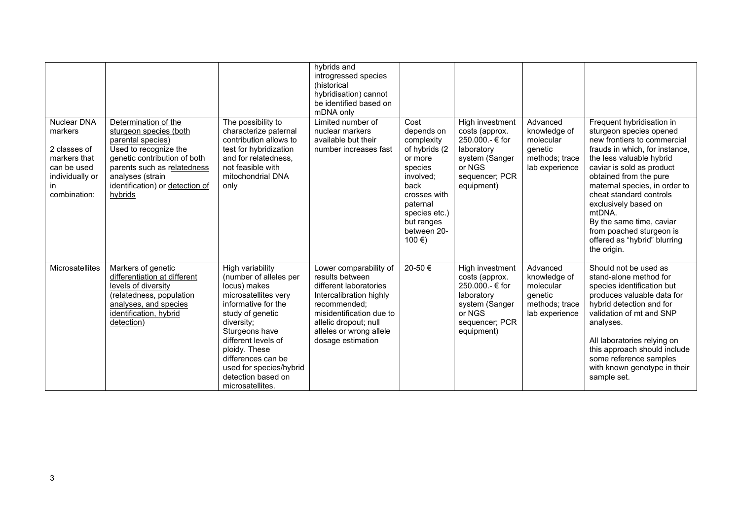| | | | hybrids and introgressed species (historical hybridisation) cannot be identified based on mDNA only | | | | |
|---|---|---|---|---|---|---|---|
| Nuclear DNA markers<br><br>2 classes of markers that can be used individually or in combination: | Determination of the sturgeon species (both parental species)<br>Used to recognize the genetic contribution of both parents such as relatedness analyses (strain identification) or detection of hybrids | The possibility to characterize paternal contribution allows to test for hybridization and for relatedness, not feasible with mitochondrial DNA only | Limited number of nuclear markers available but their number increases fast | Cost depends on complexity of hybrids (2 or more species involved; back crosses with paternal species etc.) but ranges between 20-100 €) | High investment costs (approx. 250.000.- € for laboratory system (Sanger or NGS sequencer; PCR equipment) | Advanced knowledge of molecular genetic methods; trace lab experience | Frequent hybridisation in sturgeon species opened new frontiers to commercial frauds in which, for instance, the less valuable hybrid caviar is sold as product obtained from the pure maternal species, in order to cheat standard controls exclusively based on mtDNA.<br>By the same time, caviar from poached sturgeon is offered as "hybrid" blurring the origin. |
| Microsatellites | Markers of genetic differentiation at different levels of diversity (relatedness, population analyses, and species identification, hybrid detection) | High variability (number of alleles per locus) makes microsatellites very informative for the study of genetic diversity;<br>Sturgeons have different levels of ploidy. These differences can be used for species/hybrid detection based on microsatellites. | Lower comparability of results between different laboratories<br>Intercalibration highly recommended;<br>misidentification due to allelic dropout; null alleles or wrong allele dosage estimation | 20-50 € | High investment costs (approx. 250.000.- € for laboratory system (Sanger or NGS sequencer; PCR equipment) | Advanced knowledge of molecular genetic methods; trace lab experience | Should not be used as stand-alone method for species identification but produces valuable data for hybrid detection and for validation of mt and SNP analyses.<br><br>All laboratories relying on this approach should include some reference samples with known genotype in their sample set. |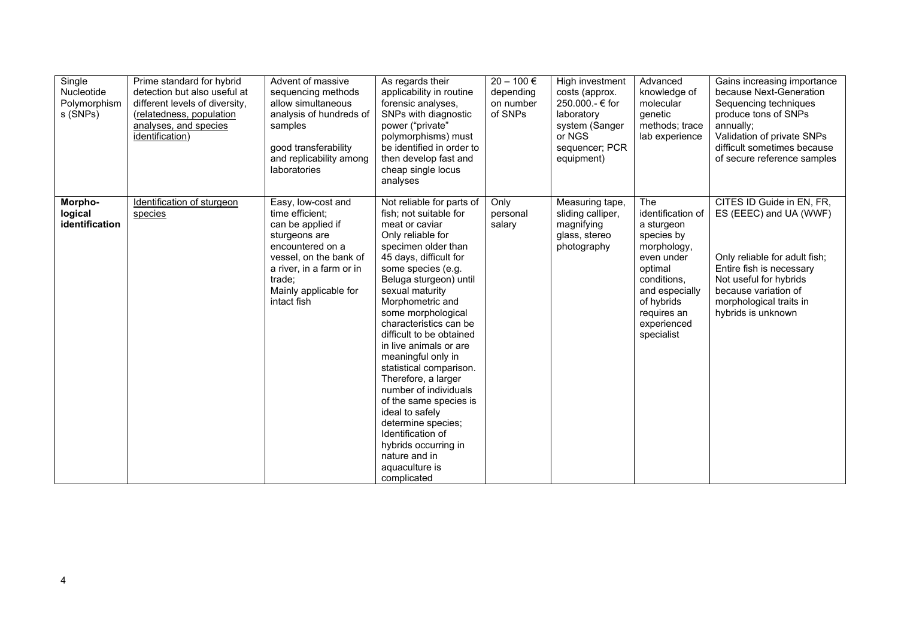| Single Nucleotide Polymorphisms (SNPs) | Prime standard for hybrid detection but also useful at different levels of diversity, (relatedness, population analyses, and species identification) | Advent of massive sequencing methods allow simultaneous analysis of hundreds of samples<br><br>good transferability and replicability among laboratories | As regards their applicability in routine forensic analyses, SNPs with diagnostic power ("private" polymorphisms) must be identified in order to then develop fast and cheap single locus analyses | 20 – 100 € depending on number of SNPs | High investment costs (approx. 250.000.- € for laboratory system (Sanger or NGS sequencer; PCR equipment) | Advanced knowledge of molecular genetic methods; trace lab experience | Gains increasing importance because Next-Generation Sequencing techniques produce tons of SNPs annually;<br>Validation of private SNPs difficult sometimes because of secure reference samples |
|---|---|---|---|---|---|---|---|
| **Morpho-logical identification** | Identification of sturgeon species | Easy, low-cost and time efficient;<br>can be applied if sturgeons are encountered on a vessel, on the bank of a river, in a farm or in trade;<br>Mainly applicable for intact fish | Not reliable for parts of fish; not suitable for meat or caviar<br>Only reliable for specimen older than 45 days, difficult for some species (e.g. Beluga sturgeon) until sexual maturity<br>Morphometric and some morphological characteristics can be difficult to be obtained in live animals or are meaningful only in statistical comparison. Therefore, a larger number of individuals of the same species is ideal to safely determine species;<br>Identification of hybrids occurring in nature and in aquaculture is complicated | Only personal salary | Measuring tape, sliding calliper, magnifying glass, stereo photography | The identification of a sturgeon species by morphology, even under optimal conditions, and especially of hybrids requires an experienced specialist | CITES ID Guide in EN, FR, ES (EEEC) and UA (WWF)<br><br><br>Only reliable for adult fish;<br>Entire fish is necessary<br>Not useful for hybrids because variation of morphological traits in hybrids is unknown |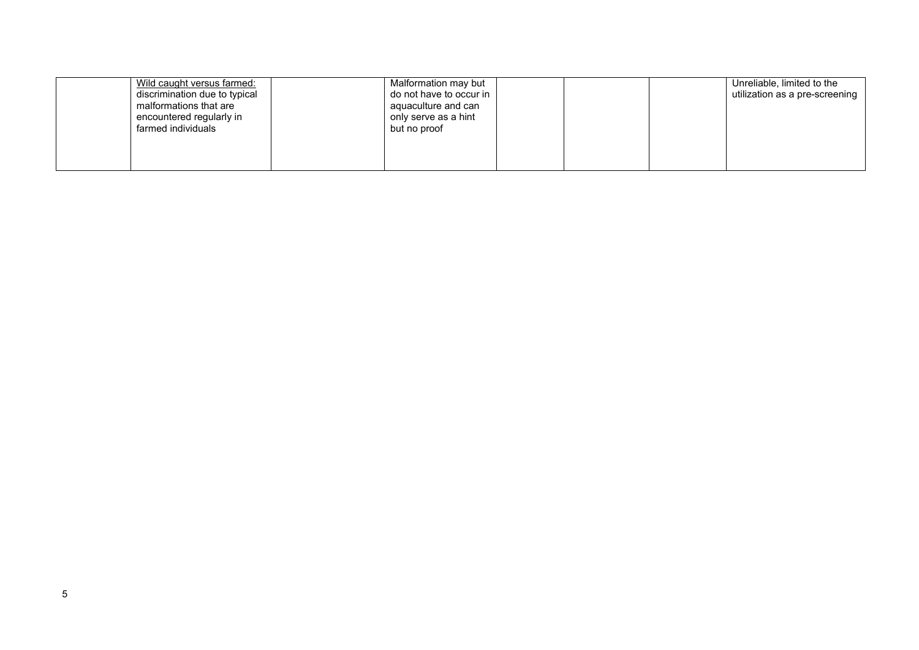| | | | | | | | |
|---|---|---|---|---|---|---|---|
| | Wild caught versus farmed: discrimination due to typical malformations that are encountered regularly in farmed individuals | | Malformation may but do not have to occur in aquaculture and can only serve as a hint but no proof | | | | Unreliable, limited to the utilization as a pre-screening |